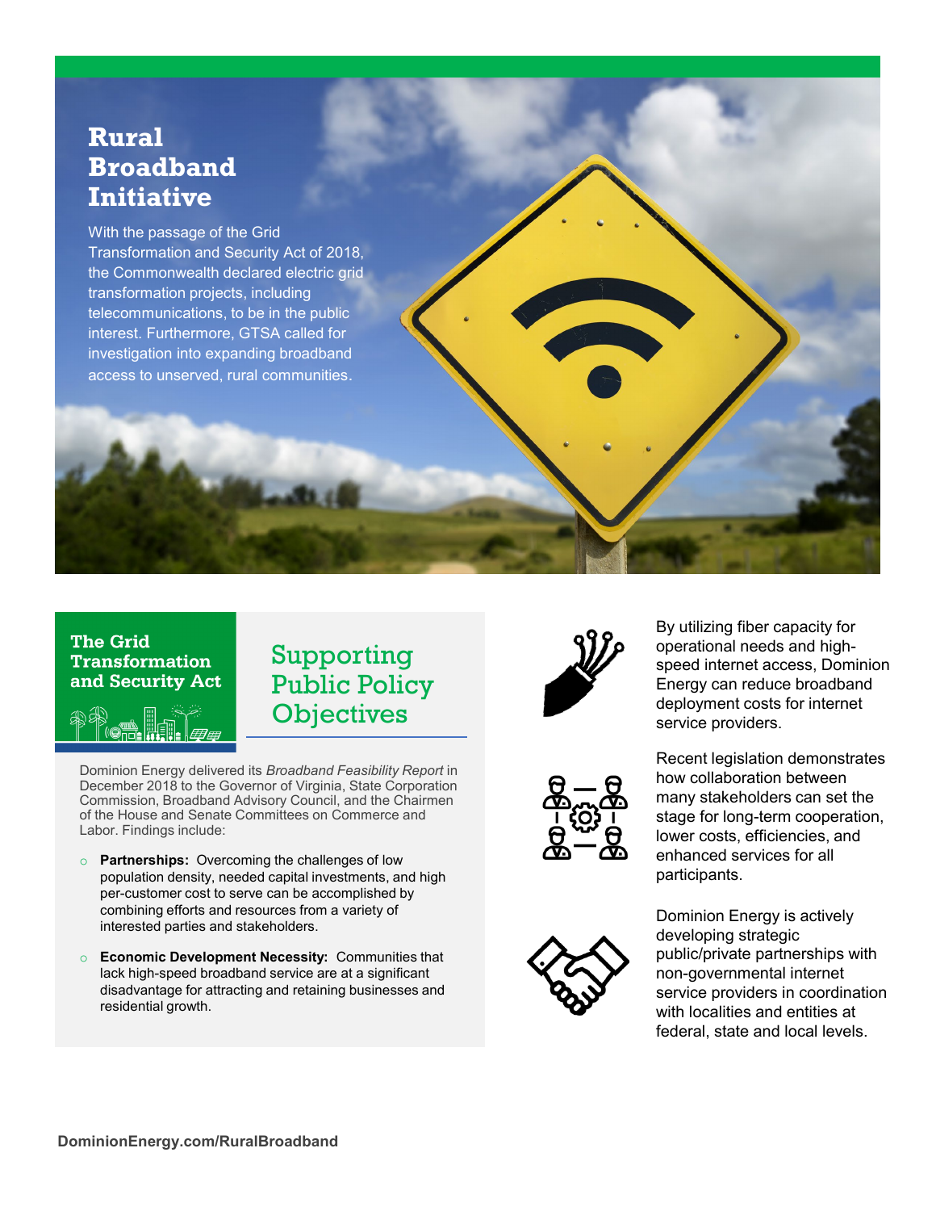# Rural Broadband Initiative

With the passage of the Grid Transformation and Security Act of 2018, the Commonwealth declared electric grid transformation projects, including telecommunications, to be in the public interest. Furthermore, GTSA called for investigation into expanding broadband access to unserved, rural communities.

## The Grid Transformation and Security Act

## Supporting Public Policy Objectives

Dominion Energy delivered its *Broadband Feasibility Report* in December 2018 to the Governor of Virginia, State Corporation Commission, Broadband Advisory Council, and the Chairmen of the House and Senate Committees on Commerce and Labor. Findings include:

- **Partnerships:** Overcoming the challenges of low population density, needed capital investments, and high per-customer cost to serve can be accomplished by combining efforts and resources from a variety of interested parties and stakeholders.
- **Economic Development Necessity:** Communities that lack high-speed broadband service are at a significant disadvantage for attracting and retaining businesses and residential growth.

By utilizing fiber capacity for operational needs and high-speed internet access, Dominion Energy can reduce broadband deployment costs for internet service providers.

Recent legislation demonstrates how collaboration between many stakeholders can set the stage for long-term cooperation, lower costs, efficiencies, and enhanced services for all participants.

Dominion Energy is actively developing strategic public/private partnerships with non-governmental internet service providers in coordination with localities and entities at federal, state and local levels.

**DominionEnergy.com/RuralBroadband**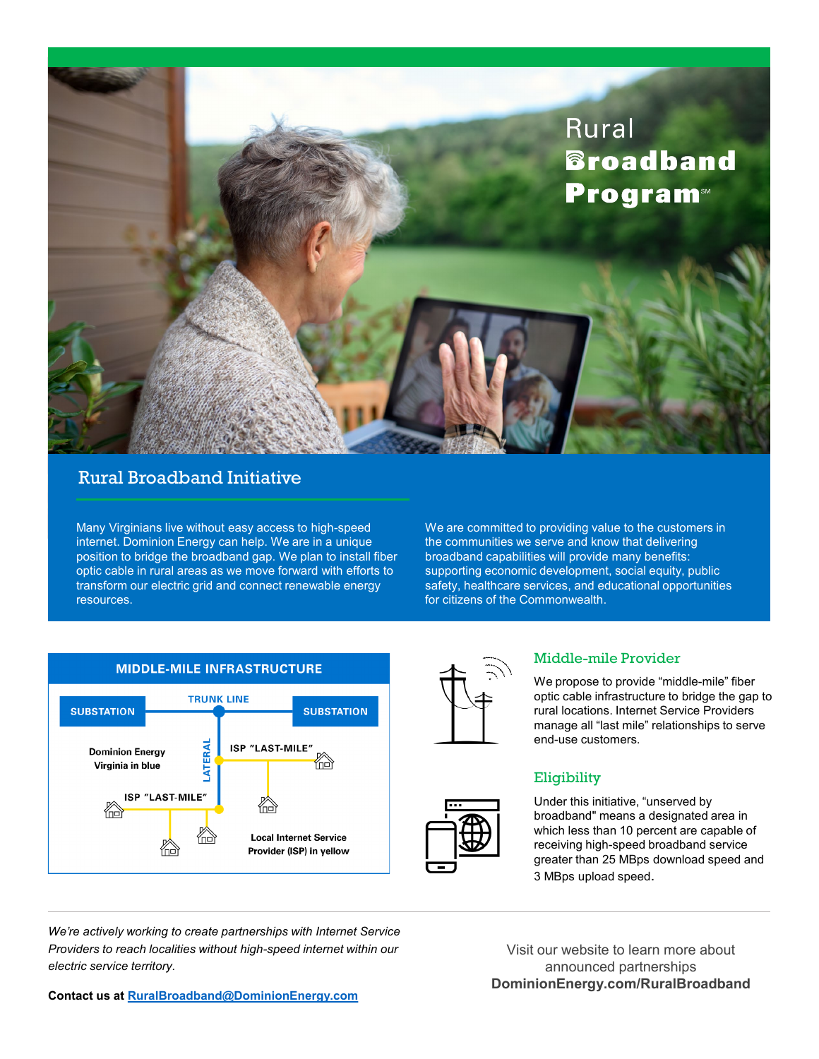# Rural Broadband Program℠

## Rural Broadband Initiative

Many Virginians live without easy access to high-speed internet. Dominion Energy can help. We are in a unique position to bridge the broadband gap. We plan to install fiber optic cable in rural areas as we move forward with efforts to transform our electric grid and connect renewable energy resources.

We are committed to providing value to the customers in the communities we serve and know that delivering broadband capabilities will provide many benefits: supporting economic development, social equity, public safety, healthcare services, and educational opportunities for citizens of the Commonwealth.

**MIDDLE-MILE INFRASTRUCTURE**

SUBSTATION
TRUNK LINE
SUBSTATION
LATERAL
ISP "LAST-MILE"
ISP "LAST-MILE"
Dominion Energy Virginia in blue
Local Internet Service Provider (ISP) in yellow

### Middle-mile Provider

We propose to provide "middle-mile" fiber optic cable infrastructure to bridge the gap to rural locations. Internet Service Providers manage all "last mile" relationships to serve end-use customers.

### Eligibility

Under this initiative, "unserved by broadband" means a designated area in which less than 10 percent are capable of receiving high-speed broadband service greater than 25 MBps download speed and 3 MBps upload speed.

*We're actively working to create partnerships with Internet Service Providers to reach localities without high-speed internet within our electric service territory.*

**Contact us at RuralBroadband@DominionEnergy.com**

Visit our website to learn more about announced partnerships
**DominionEnergy.com/RuralBroadband**